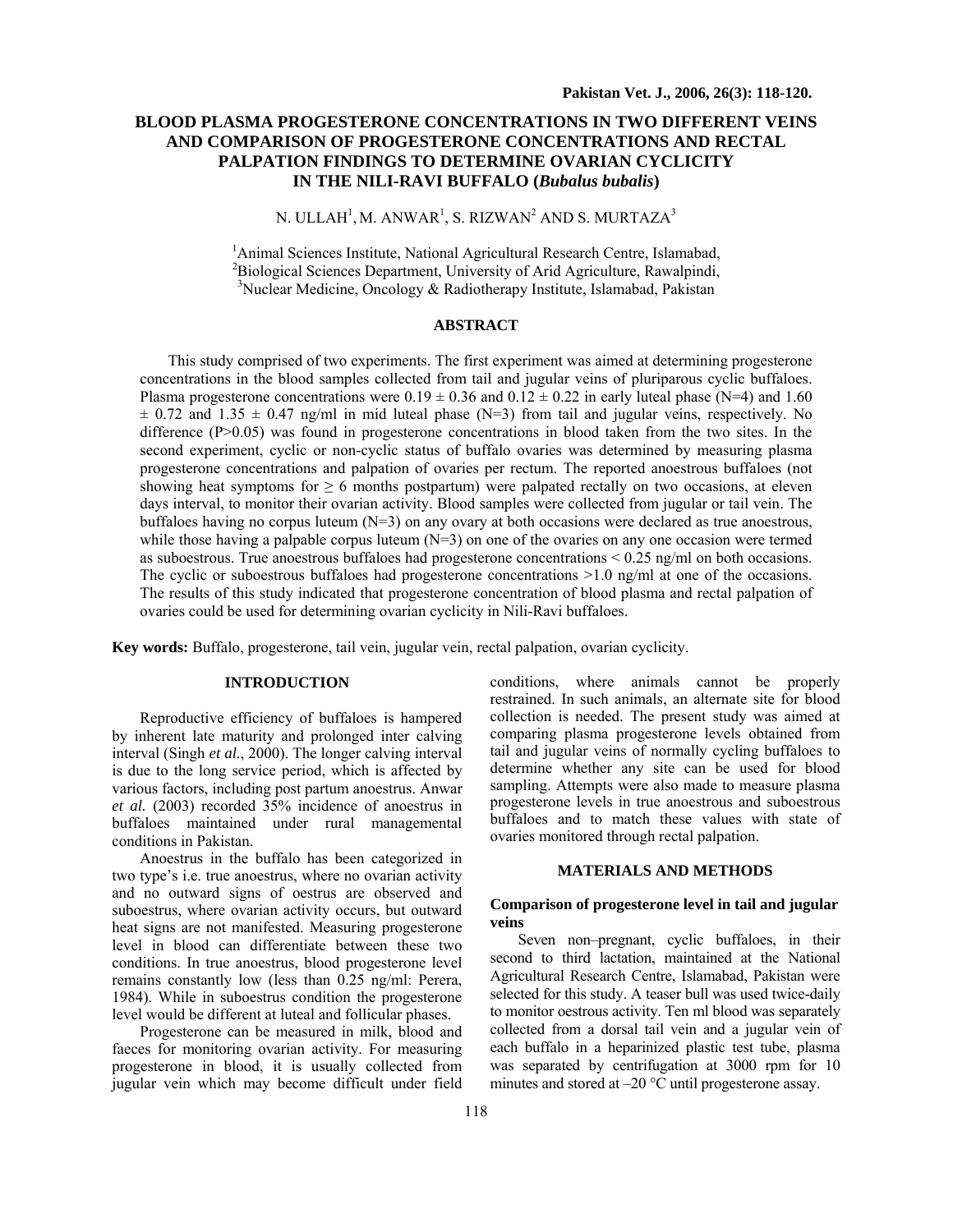# BLOOD PLASMA PROGESTERONE CONCENTRATIONS IN TWO DIFFERENT VEINS AND COMPARISON OF PROGESTERONE CONCENTRATIONS AND RECTAL PALPATION FINDINGS TO DETERMINE OVARIAN CYCLICITY IN THE NILI-RAVI BUFFALO (*Bubalus bubalis*)

N. ULLAH[1], M. ANWAR[1], S. RIZWAN[2] AND S. MURTAZA[3]

[1]Animal Sciences Institute, National Agricultural Research Centre, Islamabad,
[2]Biological Sciences Department, University of Arid Agriculture, Rawalpindi,
[3]Nuclear Medicine, Oncology & Radiotherapy Institute, Islamabad, Pakistan

## ABSTRACT

This study comprised of two experiments. The first experiment was aimed at determining progesterone concentrations in the blood samples collected from tail and jugular veins of pluriparous cyclic buffaloes. Plasma progesterone concentrations were $0.19 \pm 0.36$ and $0.12 \pm 0.22$ in early luteal phase (N=4) and $1.60 \pm 0.72$ and $1.35 \pm 0.47$ ng/ml in mid luteal phase (N=3) from tail and jugular veins, respectively. No difference ($P>0.05$) was found in progesterone concentrations in blood taken from the two sites. In the second experiment, cyclic or non-cyclic status of buffalo ovaries was determined by measuring plasma progesterone concentrations and palpation of ovaries per rectum. The reported anoestrous buffaloes (not showing heat symptoms for $\geq$ 6 months postpartum) were palpated rectally on two occasions, at eleven days interval, to monitor their ovarian activity. Blood samples were collected from jugular or tail vein. The buffaloes having no corpus luteum (N=3) on any ovary at both occasions were declared as true anoestrous, while those having a palpable corpus luteum (N=3) on one of the ovaries on any one occasion were termed as suboestrous. True anoestrous buffaloes had progesterone concentrations < 0.25 ng/ml on both occasions. The cyclic or suboestrous buffaloes had progesterone concentrations >1.0 ng/ml at one of the occasions. The results of this study indicated that progesterone concentration of blood plasma and rectal palpation of ovaries could be used for determining ovarian cyclicity in Nili-Ravi buffaloes.

**Key words:** Buffalo, progesterone, tail vein, jugular vein, rectal palpation, ovarian cyclicity.

## INTRODUCTION

Reproductive efficiency of buffaloes is hampered by inherent late maturity and prolonged inter calving interval (Singh *et al.*, 2000). The longer calving interval is due to the long service period, which is affected by various factors, including post partum anoestrus. Anwar *et al.* (2003) recorded 35% incidence of anoestrus in buffaloes maintained under rural managemental conditions in Pakistan.

Anoestrus in the buffalo has been categorized in two type's i.e. true anoestrus, where no ovarian activity and no outward signs of oestrus are observed and suboestrus, where ovarian activity occurs, but outward heat signs are not manifested. Measuring progesterone level in blood can differentiate between these two conditions. In true anoestrus, blood progesterone level remains constantly low (less than 0.25 ng/ml: Perera, 1984). While in suboestrus condition the progesterone level would be different at luteal and follicular phases.

Progesterone can be measured in milk, blood and faeces for monitoring ovarian activity. For measuring progesterone in blood, it is usually collected from jugular vein which may become difficult under field conditions, where animals cannot be properly restrained. In such animals, an alternate site for blood collection is needed. The present study was aimed at comparing plasma progesterone levels obtained from tail and jugular veins of normally cycling buffaloes to determine whether any site can be used for blood sampling. Attempts were also made to measure plasma progesterone levels in true anoestrous and suboestrous buffaloes and to match these values with state of ovaries monitored through rectal palpation.

## MATERIALS AND METHODS

### Comparison of progesterone level in tail and jugular veins

Seven non–pregnant, cyclic buffaloes, in their second to third lactation, maintained at the National Agricultural Research Centre, Islamabad, Pakistan were selected for this study. A teaser bull was used twice-daily to monitor oestrous activity. Ten ml blood was separately collected from a dorsal tail vein and a jugular vein of each buffalo in a heparinized plastic test tube, plasma was separated by centrifugation at 3000 rpm for 10 minutes and stored at –20 °C until progesterone assay.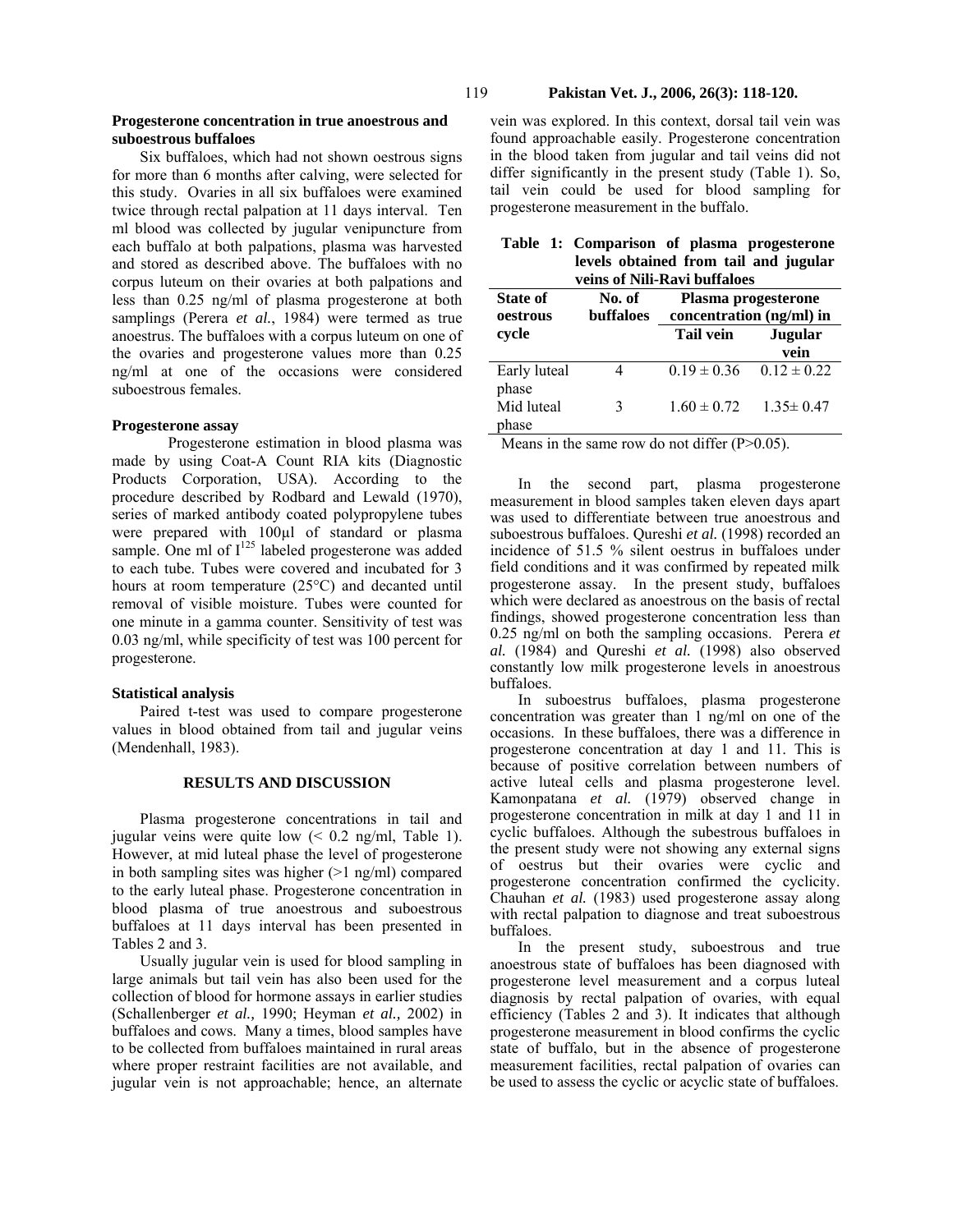### Progesterone concentration in true anoestrous and suboestrous buffaloes

Six buffaloes, which had not shown oestrous signs for more than 6 months after calving, were selected for this study. Ovaries in all six buffaloes were examined twice through rectal palpation at 11 days interval. Ten ml blood was collected by jugular venipuncture from each buffalo at both palpations, plasma was harvested and stored as described above. The buffaloes with no corpus luteum on their ovaries at both palpations and less than 0.25 ng/ml of plasma progesterone at both samplings (Perera *et al.*, 1984) were termed as true anoestrus. The buffaloes with a corpus luteum on one of the ovaries and progesterone values more than 0.25 ng/ml at one of the occasions were considered suboestrous females.

### Progesterone assay

Progesterone estimation in blood plasma was made by using Coat-A Count RIA kits (Diagnostic Products Corporation, USA). According to the procedure described by Rodbard and Lewald (1970), series of marked antibody coated polypropylene tubes were prepared with 100µl of standard or plasma sample. One ml of $I^{125}$ labeled progesterone was added to each tube. Tubes were covered and incubated for 3 hours at room temperature (25°C) and decanted until removal of visible moisture. Tubes were counted for one minute in a gamma counter. Sensitivity of test was 0.03 ng/ml, while specificity of test was 100 percent for progesterone.

### Statistical analysis

Paired t-test was used to compare progesterone values in blood obtained from tail and jugular veins (Mendenhall, 1983).

## RESULTS AND DISCUSSION

Plasma progesterone concentrations in tail and jugular veins were quite low (< 0.2 ng/ml, Table 1). However, at mid luteal phase the level of progesterone in both sampling sites was higher (>1 ng/ml) compared to the early luteal phase. Progesterone concentration in blood plasma of true anoestrous and suboestrous buffaloes at 11 days interval has been presented in Tables 2 and 3.

Usually jugular vein is used for blood sampling in large animals but tail vein has also been used for the collection of blood for hormone assays in earlier studies (Schallenberger *et al.,* 1990; Heyman *et al.,* 2002) in buffaloes and cows. Many a times, blood samples have to be collected from buffaloes maintained in rural areas where proper restraint facilities are not available, and jugular vein is not approachable; hence, an alternate vein was explored. In this context, dorsal tail vein was found approachable easily. Progesterone concentration in the blood taken from jugular and tail veins did not differ significantly in the present study (Table 1). So, tail vein could be used for blood sampling for progesterone measurement in the buffalo.

**Table 1: Comparison of plasma progesterone levels obtained from tail and jugular veins of Nili-Ravi buffaloes**

| State of oestrous cycle | No. of buffaloes | Plasma progesterone concentration (ng/ml) in | |
|---|---|---|---|
| | | Tail vein | Jugular vein |
| Early luteal phase | 4 | 0.19 ± 0.36 | 0.12 ± 0.22 |
| Mid luteal phase | 3 | 1.60 ± 0.72 | 1.35± 0.47 |

Means in the same row do not differ (P>0.05).

In the second part, plasma progesterone measurement in blood samples taken eleven days apart was used to differentiate between true anoestrous and suboestrous buffaloes. Qureshi *et al.* (1998) recorded an incidence of 51.5 % silent oestrus in buffaloes under field conditions and it was confirmed by repeated milk progesterone assay. In the present study, buffaloes which were declared as anoestrous on the basis of rectal findings, showed progesterone concentration less than 0.25 ng/ml on both the sampling occasions. Perera *et al.* (1984) and Qureshi *et al.* (1998) also observed constantly low milk progesterone levels in anoestrous buffaloes.

In suboestrus buffaloes, plasma progesterone concentration was greater than 1 ng/ml on one of the occasions. In these buffaloes, there was a difference in progesterone concentration at day 1 and 11. This is because of positive correlation between numbers of active luteal cells and plasma progesterone level. Kamonpatana *et al.* (1979) observed change in progesterone concentration in milk at day 1 and 11 in cyclic buffaloes. Although the subestrous buffaloes in the present study were not showing any external signs of oestrus but their ovaries were cyclic and progesterone concentration confirmed the cyclicity. Chauhan *et al.* (1983) used progesterone assay along with rectal palpation to diagnose and treat suboestrous buffaloes.

In the present study, suboestrous and true anoestrous state of buffaloes has been diagnosed with progesterone level measurement and a corpus luteal diagnosis by rectal palpation of ovaries, with equal efficiency (Tables 2 and 3). It indicates that although progesterone measurement in blood confirms the cyclic state of buffalo, but in the absence of progesterone measurement facilities, rectal palpation of ovaries can be used to assess the cyclic or acyclic state of buffaloes.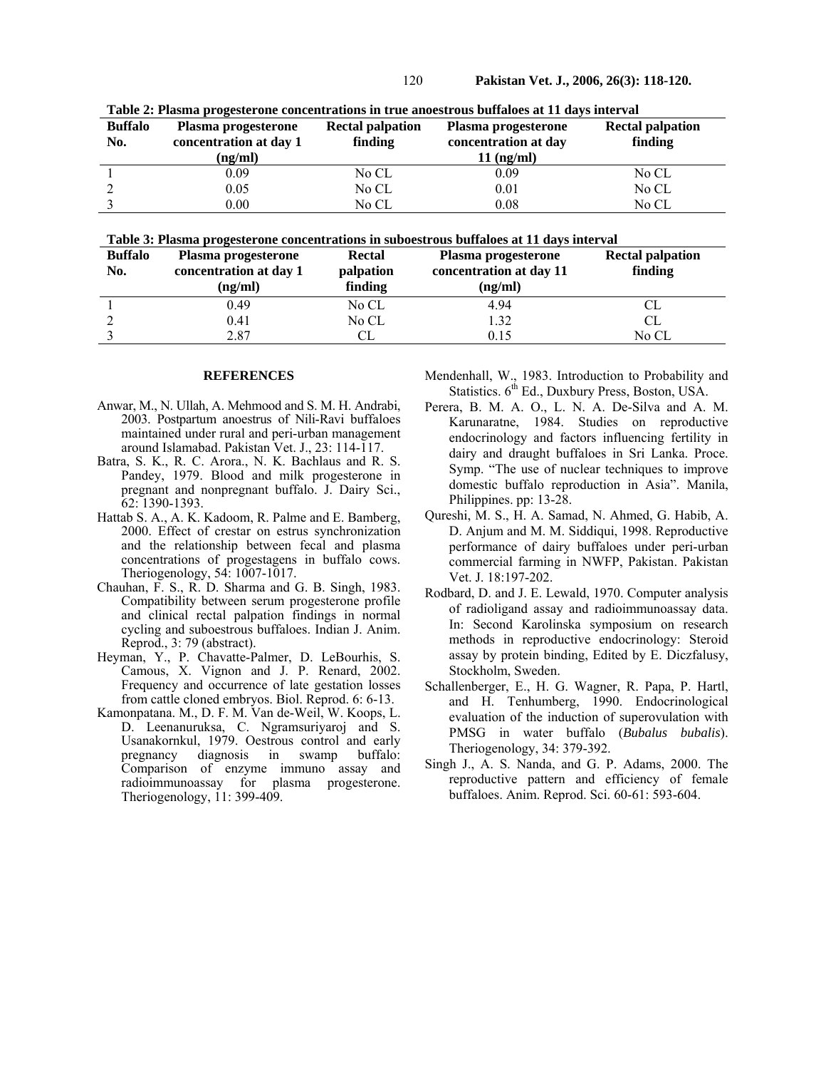**Table 2: Plasma progesterone concentrations in true anoestrous buffaloes at 11 days interval**

| Buffalo No. | Plasma progesterone concentration at day 1 (ng/ml) | Rectal palpation finding | Plasma progesterone concentration at day 11 (ng/ml) | Rectal palpation finding |
|---|---|---|---|---|
| 1 | 0.09 | No CL | 0.09 | No CL |
| 2 | 0.05 | No CL | 0.01 | No CL |
| 3 | 0.00 | No CL | 0.08 | No CL |

**Table 3: Plasma progesterone concentrations in suboestrous buffaloes at 11 days interval**

| Buffalo No. | Plasma progesterone concentration at day 1 (ng/ml) | Rectal palpation finding | Plasma progesterone concentration at day 11 (ng/ml) | Rectal palpation finding |
|---|---|---|---|---|
| 1 | 0.49 | No CL | 4.94 | CL |
| 2 | 0.41 | No CL | 1.32 | CL |
| 3 | 2.87 | CL | 0.15 | No CL |

## REFERENCES

Anwar, M., N. Ullah, A. Mehmood and S. M. H. Andrabi, 2003. Postpartum anoestrus of Nili-Ravi buffaloes maintained under rural and peri-urban management around Islamabad. Pakistan Vet. J., 23: 114-117.

Batra, S. K., R. C. Arora., N. K. Bachlaus and R. S. Pandey, 1979. Blood and milk progesterone in pregnant and nonpregnant buffalo. J. Dairy Sci., 62: 1390-1393.

Hattab S. A., A. K. Kadoom, R. Palme and E. Bamberg, 2000. Effect of crestar on estrus synchronization and the relationship between fecal and plasma concentrations of progestagens in buffalo cows. Theriogenology, 54: 1007-1017.

Chauhan, F. S., R. D. Sharma and G. B. Singh, 1983. Compatibility between serum progesterone profile and clinical rectal palpation findings in normal cycling and suboestrous buffaloes. Indian J. Anim. Reprod., 3: 79 (abstract).

Heyman, Y., P. Chavatte-Palmer, D. LeBourhis, S. Camous, X. Vignon and J. P. Renard, 2002. Frequency and occurrence of late gestation losses from cattle cloned embryos. Biol. Reprod. 6: 6-13.

Kamonpatana. M., D. F. M. Van de-Weil, W. Koops, L. D. Leenanuruksa, C. Ngramsuriyaroj and S. Usanakornkul, 1979. Oestrous control and early pregnancy diagnosis in swamp buffalo: Comparison of enzyme immuno assay and radioimmunoassay for plasma progesterone. Theriogenology, 11: 399-409.

Mendenhall, W., 1983. Introduction to Probability and Statistics. 6th Ed., Duxbury Press, Boston, USA.

Perera, B. M. A. O., L. N. A. De-Silva and A. M. Karunaratne, 1984. Studies on reproductive endocrinology and factors influencing fertility in dairy and draught buffaloes in Sri Lanka. Proce. Symp. "The use of nuclear techniques to improve domestic buffalo reproduction in Asia". Manila, Philippines. pp: 13-28.

Qureshi, M. S., H. A. Samad, N. Ahmed, G. Habib, A. D. Anjum and M. M. Siddiqui, 1998. Reproductive performance of dairy buffaloes under peri-urban commercial farming in NWFP, Pakistan. Pakistan Vet. J. 18:197-202.

Rodbard, D. and J. E. Lewald, 1970. Computer analysis of radioligand assay and radioimmunoassay data. In: Second Karolinska symposium on research methods in reproductive endocrinology: Steroid assay by protein binding, Edited by E. Diczfalusy, Stockholm, Sweden.

Schallenberger, E., H. G. Wagner, R. Papa, P. Hartl, and H. Tenhumberg, 1990. Endocrinological evaluation of the induction of superovulation with PMSG in water buffalo (*Bubalus bubalis*). Theriogenology, 34: 379-392.

Singh J., A. S. Nanda, and G. P. Adams, 2000. The reproductive pattern and efficiency of female buffaloes. Anim. Reprod. Sci. 60-61: 593-604.